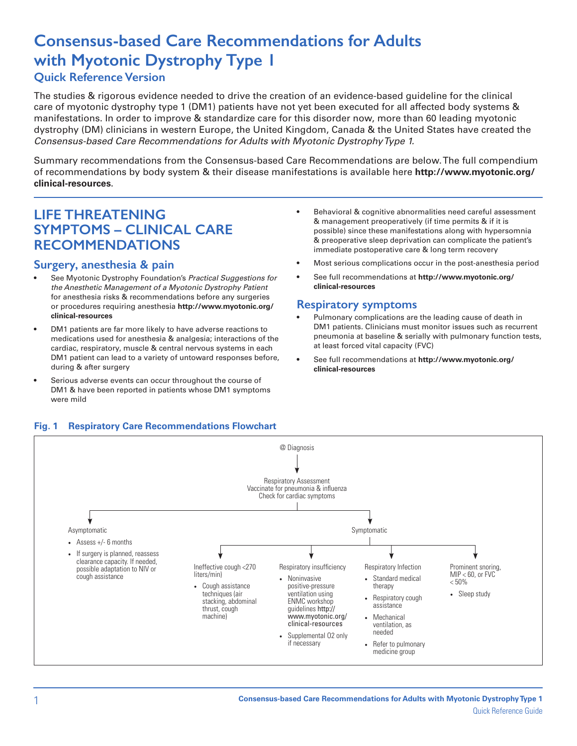# Consensus-based Care Recommendations for Adults with Myotonic Dystrophy Type 1

## Quick Reference Version

The studies & rigorous evidence needed to drive the creation of an evidence-based guideline for the clinical care of myotonic dystrophy type 1 (DM1) patients have not yet been executed for all affected body systems & manifestations. In order to improve & standardize care for this disorder now, more than 60 leading myotonic dystrophy (DM) clinicians in western Europe, the United Kingdom, Canada & the United States have created the *Consensus-based Care Recommendations for Adults with Myotonic Dystrophy Type 1.*

Summary recommendations from the Consensus-based Care Recommendations are below. The full compendium of recommendations by body system & their disease manifestations is available here **http://www.myotonic.org/clinical-resources**.

## LIFE THREATENING SYMPTOMS – CLINICAL CARE RECOMMENDATIONS

### Surgery, anesthesia & pain

- See Myotonic Dystrophy Foundation's *Practical Suggestions for the Anesthetic Management of a Myotonic Dystrophy Patient* for anesthesia risks & recommendations before any surgeries or procedures requiring anesthesia **http://www.myotonic.org/clinical-resources**
- DM1 patients are far more likely to have adverse reactions to medications used for anesthesia & analgesia; interactions of the cardiac, respiratory, muscle & central nervous systems in each DM1 patient can lead to a variety of untoward responses before, during & after surgery
- Serious adverse events can occur throughout the course of DM1 & have been reported in patients whose DM1 symptoms were mild
- Behavioral & cognitive abnormalities need careful assessment & management preoperatively (if time permits & if it is possible) since these manifestations along with hypersomnia & preoperative sleep deprivation can complicate the patient's immediate postoperative care & long term recovery
- Most serious complications occur in the post-anesthesia period
- See full recommendations at **http://www.myotonic.org/clinical-resources**

### Respiratory symptoms

- Pulmonary complications are the leading cause of death in DM1 patients. Clinicians must monitor issues such as recurrent pneumonia at baseline & serially with pulmonary function tests, at least forced vital capacity (FVC)
- See full recommendations at **http://www.myotonic.org/clinical-resources**

**Fig. 1 Respiratory Care Recommendations Flowchart**

@ Diagnosis

↓

Respiratory Assessment
Vaccinate for pneumonia & influenza
Check for cardiac symptoms

↓

**Asymptomatic**

- Assess +/- 6 months
- If surgery is planned, reassess clearance capacity. If needed, possible adaptation to NIV or cough assistance

**Symptomatic**

- **Ineffective cough <270 liters/min)**
  - Cough assistance techniques (air stacking, abdominal thrust, cough machine)
- **Respiratory insufficiency**
  - Noninvasive positive-pressure ventilation using ENMC workshop guidelines http://www.myotonic.org/clinical-resources
  - Supplemental O2 only if necessary
- **Respiratory Infection**
  - Standard medical therapy
  - Respiratory cough assistance
  - Mechanical ventilation, as needed
  - Refer to pulmonary medicine group
- **Prominent snoring, MIP < 60, or FVC < 50%**
  - Sleep study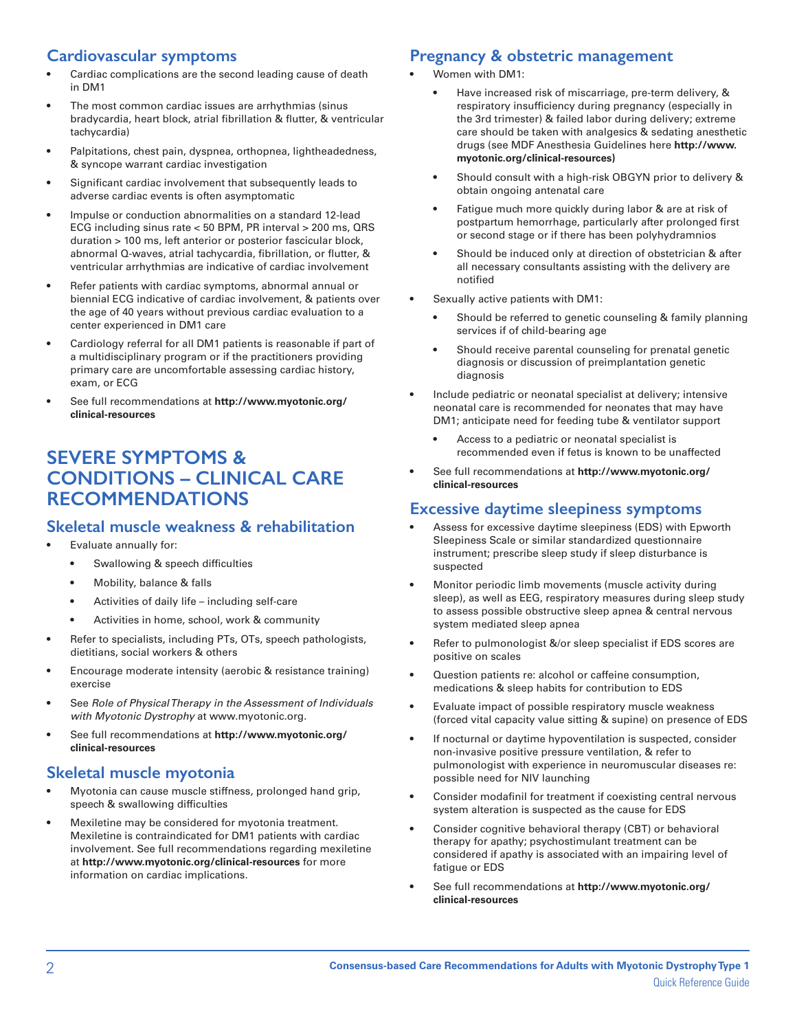## Cardiovascular symptoms

- Cardiac complications are the second leading cause of death in DM1
- The most common cardiac issues are arrhythmias (sinus bradycardia, heart block, atrial fibrillation & flutter, & ventricular tachycardia)
- Palpitations, chest pain, dyspnea, orthopnea, lightheadedness, & syncope warrant cardiac investigation
- Significant cardiac involvement that subsequently leads to adverse cardiac events is often asymptomatic
- Impulse or conduction abnormalities on a standard 12-lead ECG including sinus rate < 50 BPM, PR interval > 200 ms, QRS duration > 100 ms, left anterior or posterior fascicular block, abnormal Q-waves, atrial tachycardia, fibrillation, or flutter, & ventricular arrhythmias are indicative of cardiac involvement
- Refer patients with cardiac symptoms, abnormal annual or biennial ECG indicative of cardiac involvement, & patients over the age of 40 years without previous cardiac evaluation to a center experienced in DM1 care
- Cardiology referral for all DM1 patients is reasonable if part of a multidisciplinary program or if the practitioners providing primary care are uncomfortable assessing cardiac history, exam, or ECG
- See full recommendations at **http://www.myotonic.org/clinical-resources**

# SEVERE SYMPTOMS & CONDITIONS – CLINICAL CARE RECOMMENDATIONS

## Skeletal muscle weakness & rehabilitation

- Evaluate annually for:
    - Swallowing & speech difficulties
    - Mobility, balance & falls
    - Activities of daily life – including self-care
    - Activities in home, school, work & community
- Refer to specialists, including PTs, OTs, speech pathologists, dietitians, social workers & others
- Encourage moderate intensity (aerobic & resistance training) exercise
- See *Role of Physical Therapy in the Assessment of Individuals with Myotonic Dystrophy* at www.myotonic.org.
- See full recommendations at **http://www.myotonic.org/clinical-resources**

## Skeletal muscle myotonia

- Myotonia can cause muscle stiffness, prolonged hand grip, speech & swallowing difficulties
- Mexiletine may be considered for myotonia treatment. Mexiletine is contraindicated for DM1 patients with cardiac involvement. See full recommendations regarding mexiletine at **http://www.myotonic.org/clinical-resources** for more information on cardiac implications.

## Pregnancy & obstetric management

- Women with DM1:
    - Have increased risk of miscarriage, pre-term delivery, & respiratory insufficiency during pregnancy (especially in the 3rd trimester) & failed labor during delivery; extreme care should be taken with analgesics & sedating anesthetic drugs (see MDF Anesthesia Guidelines here **http://www.myotonic.org/clinical-resources)**
    - Should consult with a high-risk OBGYN prior to delivery & obtain ongoing antenatal care
    - Fatigue much more quickly during labor & are at risk of postpartum hemorrhage, particularly after prolonged first or second stage or if there has been polyhydramnios
    - Should be induced only at direction of obstetrician & after all necessary consultants assisting with the delivery are notified
- Sexually active patients with DM1:
    - Should be referred to genetic counseling & family planning services if of child-bearing age
    - Should receive parental counseling for prenatal genetic diagnosis or discussion of preimplantation genetic diagnosis
- Include pediatric or neonatal specialist at delivery; intensive neonatal care is recommended for neonates that may have DM1; anticipate need for feeding tube & ventilator support
    - Access to a pediatric or neonatal specialist is recommended even if fetus is known to be unaffected
- See full recommendations at **http://www.myotonic.org/clinical-resources**

## Excessive daytime sleepiness symptoms

- Assess for excessive daytime sleepiness (EDS) with Epworth Sleepiness Scale or similar standardized questionnaire instrument; prescribe sleep study if sleep disturbance is suspected
- Monitor periodic limb movements (muscle activity during sleep), as well as EEG, respiratory measures during sleep study to assess possible obstructive sleep apnea & central nervous system mediated sleep apnea
- Refer to pulmonologist &/or sleep specialist if EDS scores are positive on scales
- Question patients re: alcohol or caffeine consumption, medications & sleep habits for contribution to EDS
- Evaluate impact of possible respiratory muscle weakness (forced vital capacity value sitting & supine) on presence of EDS
- If nocturnal or daytime hypoventilation is suspected, consider non-invasive positive pressure ventilation, & refer to pulmonologist with experience in neuromuscular diseases re: possible need for NIV launching
- Consider modafinil for treatment if coexisting central nervous system alteration is suspected as the cause for EDS
- Consider cognitive behavioral therapy (CBT) or behavioral therapy for apathy; psychostimulant treatment can be considered if apathy is associated with an impairing level of fatigue or EDS
- See full recommendations at **http://www.myotonic.org/clinical-resources**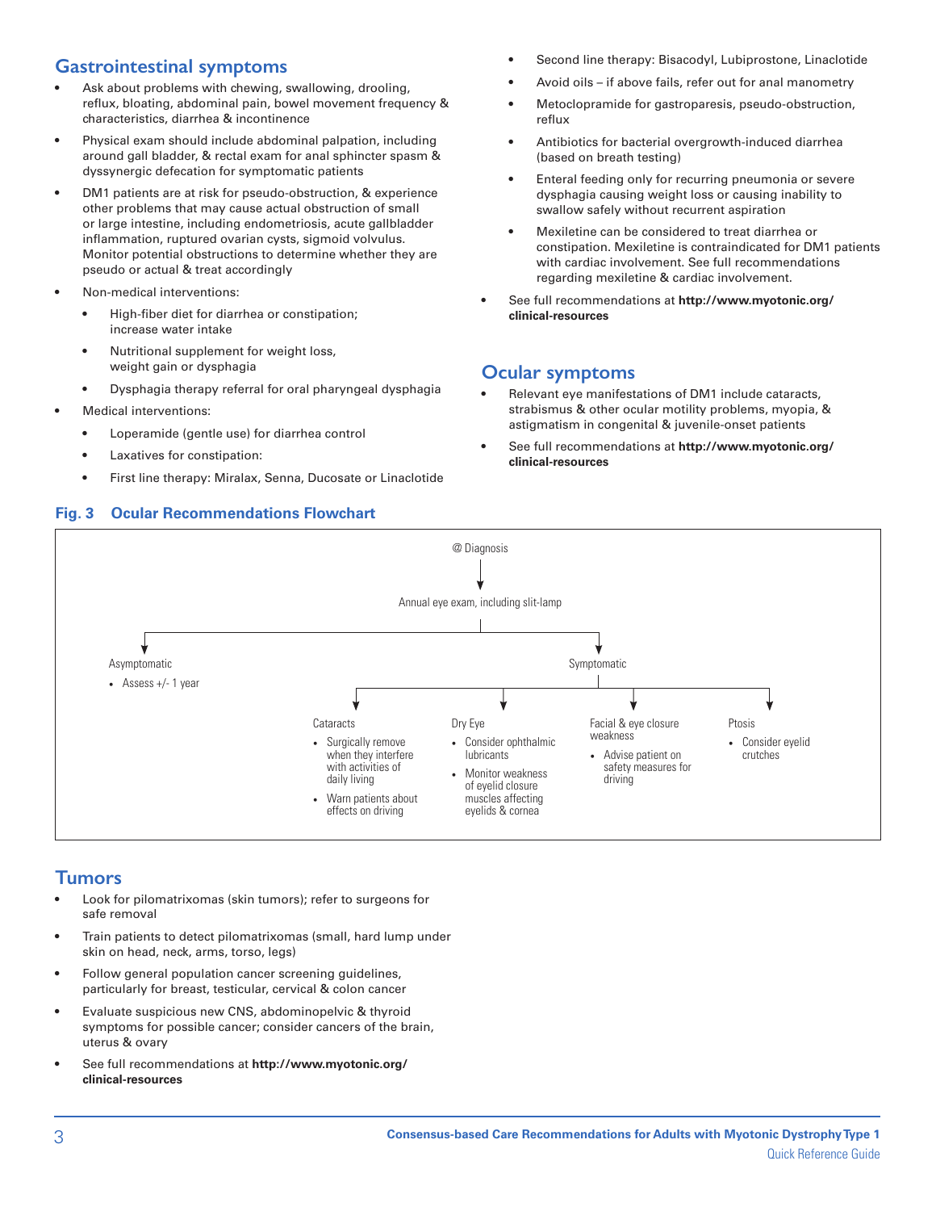## Gastrointestinal symptoms

- Ask about problems with chewing, swallowing, drooling, reflux, bloating, abdominal pain, bowel movement frequency & characteristics, diarrhea & incontinence
- Physical exam should include abdominal palpation, including around gall bladder, & rectal exam for anal sphincter spasm & dyssynergic defecation for symptomatic patients
- DM1 patients are at risk for pseudo-obstruction, & experience other problems that may cause actual obstruction of small or large intestine, including endometriosis, acute gallbladder inflammation, ruptured ovarian cysts, sigmoid volvulus. Monitor potential obstructions to determine whether they are pseudo or actual & treat accordingly
- Non-medical interventions:
  - High-fiber diet for diarrhea or constipation; increase water intake
  - Nutritional supplement for weight loss, weight gain or dysphagia
  - Dysphagia therapy referral for oral pharyngeal dysphagia
- Medical interventions:
  - Loperamide (gentle use) for diarrhea control
  - Laxatives for constipation:
  - First line therapy: Miralax, Senna, Ducosate or Linaclotide
  - Second line therapy: Bisacodyl, Lubiprostone, Linaclotide
  - Avoid oils – if above fails, refer out for anal manometry
  - Metoclopramide for gastroparesis, pseudo-obstruction, reflux
  - Antibiotics for bacterial overgrowth-induced diarrhea (based on breath testing)
  - Enteral feeding only for recurring pneumonia or severe dysphagia causing weight loss or causing inability to swallow safely without recurrent aspiration
  - Mexiletine can be considered to treat diarrhea or constipation. Mexiletine is contraindicated for DM1 patients with cardiac involvement. See full recommendations regarding mexiletine & cardiac involvement.
- See full recommendations at **http://www.myotonic.org/clinical-resources**

## Ocular symptoms

- Relevant eye manifestations of DM1 include cataracts, strabismus & other ocular motility problems, myopia, & astigmatism in congenital & juvenile-onset patients
- See full recommendations at **http://www.myotonic.org/clinical-resources**

### Fig. 3 Ocular Recommendations Flowchart

@ Diagnosis
↓
Annual eye exam, including slit-lamp
↓

- **Asymptomatic**
  - Assess +/- 1 year
- **Symptomatic**
  - **Cataracts**
    - Surgically remove when they interfere with activities of daily living
    - Warn patients about effects on driving
  - **Dry Eye**
    - Consider ophthalmic lubricants
    - Monitor weakness of eyelid closure muscles affecting eyelids & cornea
  - **Facial & eye closure weakness**
    - Advise patient on safety measures for driving
  - **Ptosis**
    - Consider eyelid crutches

## Tumors

- Look for pilomatrixomas (skin tumors); refer to surgeons for safe removal
- Train patients to detect pilomatrixomas (small, hard lump under skin on head, neck, arms, torso, legs)
- Follow general population cancer screening guidelines, particularly for breast, testicular, cervical & colon cancer
- Evaluate suspicious new CNS, abdominopelvic & thyroid symptoms for possible cancer; consider cancers of the brain, uterus & ovary
- See full recommendations at **http://www.myotonic.org/clinical-resources**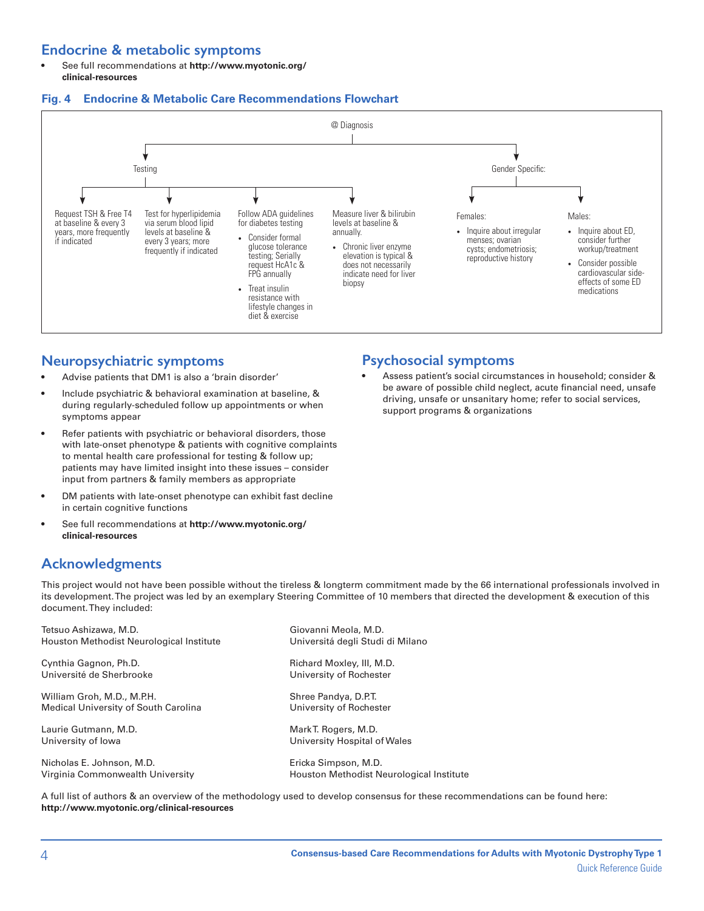## Endocrine & metabolic symptoms

- See full recommendations at **http://www.myotonic.org/clinical-resources**

**Fig. 4 Endocrine & Metabolic Care Recommendations Flowchart**

@ Diagnosis

Testing

- Request TSH & Free T4 at baseline & every 3 years, more frequently if indicated
- Test for hyperlipidemia via serum blood lipid levels at baseline & every 3 years; more frequently if indicated
- Follow ADA guidelines for diabetes testing
  - Consider formal glucose tolerance testing; Serially request HcA1c & FPG annually
  - Treat insulin resistance with lifestyle changes in diet & exercise
- Measure liver & bilirubin levels at baseline & annually.
  - Chronic liver enzyme elevation is typical & does not necessarily indicate need for liver biopsy

Gender Specific:

Females:

- Inquire about irregular menses; ovarian cysts; endometriosis; reproductive history

Males:

- Inquire about ED, consider further workup/treatment
- Consider possible cardiovascular side-effects of some ED medications

## Neuropsychiatric symptoms

- Advise patients that DM1 is also a 'brain disorder'
- Include psychiatric & behavioral examination at baseline, & during regularly-scheduled follow up appointments or when symptoms appear
- Refer patients with psychiatric or behavioral disorders, those with late-onset phenotype & patients with cognitive complaints to mental health care professional for testing & follow up; patients may have limited insight into these issues – consider input from partners & family members as appropriate
- DM patients with late-onset phenotype can exhibit fast decline in certain cognitive functions
- See full recommendations at **http://www.myotonic.org/clinical-resources**

## Psychosocial symptoms

- Assess patient's social circumstances in household; consider & be aware of possible child neglect, acute financial need, unsafe driving, unsafe or unsanitary home; refer to social services, support programs & organizations

## Acknowledgments

This project would not have been possible without the tireless & longterm commitment made by the 66 international professionals involved in its development. The project was led by an exemplary Steering Committee of 10 members that directed the development & execution of this document. They included:

Tetsuo Ashizawa, M.D.
Houston Methodist Neurological Institute

Cynthia Gagnon, Ph.D.
Université de Sherbrooke

William Groh, M.D., M.P.H.
Medical University of South Carolina

Laurie Gutmann, M.D.
University of Iowa

Nicholas E. Johnson, M.D.
Virginia Commonwealth University

Giovanni Meola, M.D.
Universitá degli Studi di Milano

Richard Moxley, III, M.D.
University of Rochester

Shree Pandya, D.P.T.
University of Rochester

Mark T. Rogers, M.D.
University Hospital of Wales

Ericka Simpson, M.D.
Houston Methodist Neurological Institute

A full list of authors & an overview of the methodology used to develop consensus for these recommendations can be found here: **http://www.myotonic.org/clinical-resources**